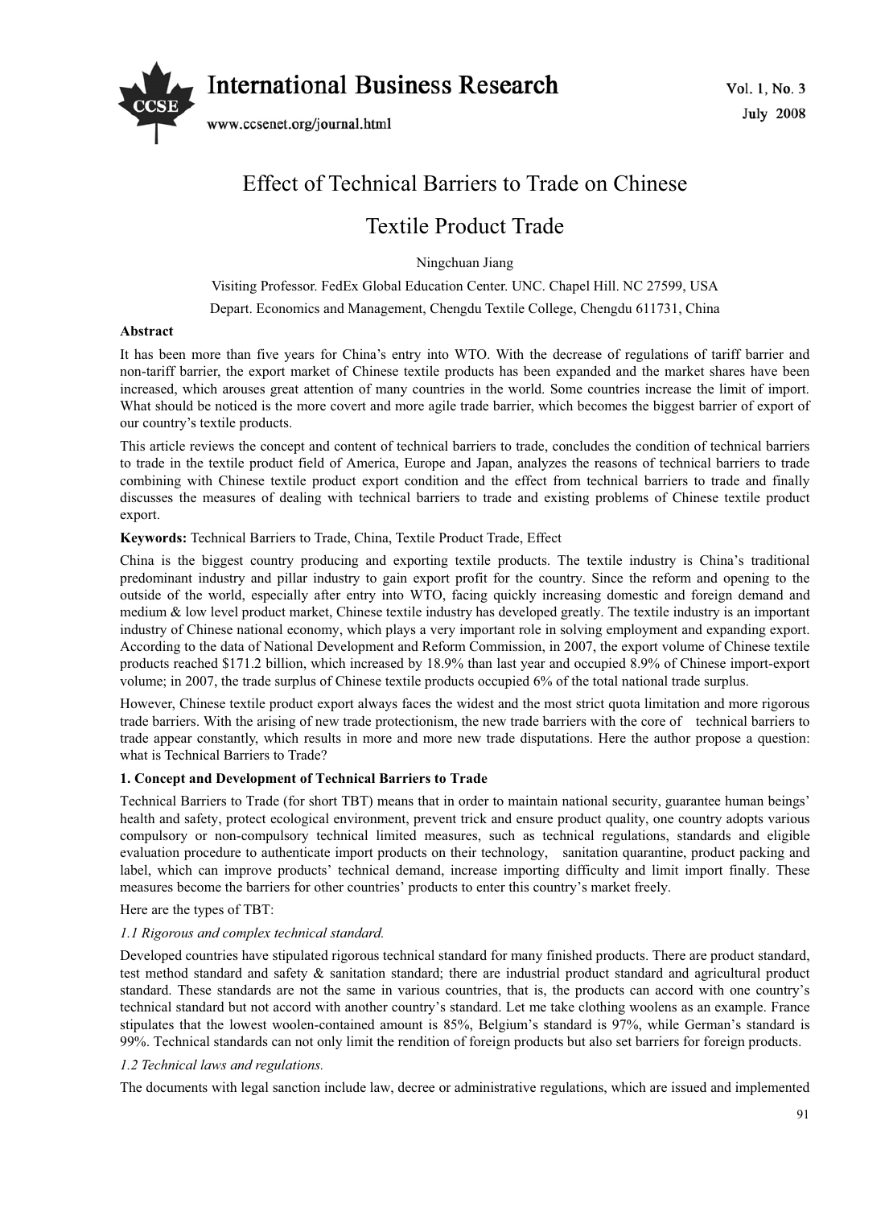# Effect of Technical Barriers to Trade on Chinese Textile Product Trade

Ningchuan Jiang

Visiting Professor. FedEx Global Education Center. UNC. Chapel Hill. NC 27599, USA

Depart. Economics and Management, Chengdu Textile College, Chengdu 611731, China

**Abstract**

It has been more than five years for China's entry into WTO. With the decrease of regulations of tariff barrier and non-tariff barrier, the export market of Chinese textile products has been expanded and the market shares have been increased, which arouses great attention of many countries in the world. Some countries increase the limit of import. What should be noticed is the more covert and more agile trade barrier, which becomes the biggest barrier of export of our country's textile products.

This article reviews the concept and content of technical barriers to trade, concludes the condition of technical barriers to trade in the textile product field of America, Europe and Japan, analyzes the reasons of technical barriers to trade combining with Chinese textile product export condition and the effect from technical barriers to trade and finally discusses the measures of dealing with technical barriers to trade and existing problems of Chinese textile product export.

**Keywords:** Technical Barriers to Trade, China, Textile Product Trade, Effect

China is the biggest country producing and exporting textile products. The textile industry is China's traditional predominant industry and pillar industry to gain export profit for the country. Since the reform and opening to the outside of the world, especially after entry into WTO, facing quickly increasing domestic and foreign demand and medium & low level product market, Chinese textile industry has developed greatly. The textile industry is an important industry of Chinese national economy, which plays a very important role in solving employment and expanding export. According to the data of National Development and Reform Commission, in 2007, the export volume of Chinese textile products reached $171.2 billion, which increased by 18.9% than last year and occupied 8.9% of Chinese import-export volume; in 2007, the trade surplus of Chinese textile products occupied 6% of the total national trade surplus.

However, Chinese textile product export always faces the widest and the most strict quota limitation and more rigorous trade barriers. With the arising of new trade protectionism, the new trade barriers with the core of technical barriers to trade appear constantly, which results in more and more new trade disputations. Here the author propose a question: what is Technical Barriers to Trade?

## 1. Concept and Development of Technical Barriers to Trade

Technical Barriers to Trade (for short TBT) means that in order to maintain national security, guarantee human beings' health and safety, protect ecological environment, prevent trick and ensure product quality, one country adopts various compulsory or non-compulsory technical limited measures, such as technical regulations, standards and eligible evaluation procedure to authenticate import products on their technology, sanitation quarantine, product packing and label, which can improve products' technical demand, increase importing difficulty and limit import finally. These measures become the barriers for other countries' products to enter this country's market freely.

Here are the types of TBT:

### *1.1 Rigorous and complex technical standard.*

Developed countries have stipulated rigorous technical standard for many finished products. There are product standard, test method standard and safety & sanitation standard; there are industrial product standard and agricultural product standard. These standards are not the same in various countries, that is, the products can accord with one country's technical standard but not accord with another country's standard. Let me take clothing woolens as an example. France stipulates that the lowest woolen-contained amount is 85%, Belgium's standard is 97%, while German's standard is 99%. Technical standards can not only limit the rendition of foreign products but also set barriers for foreign products.

### *1.2 Technical laws and regulations.*

The documents with legal sanction include law, decree or administrative regulations, which are issued and implemented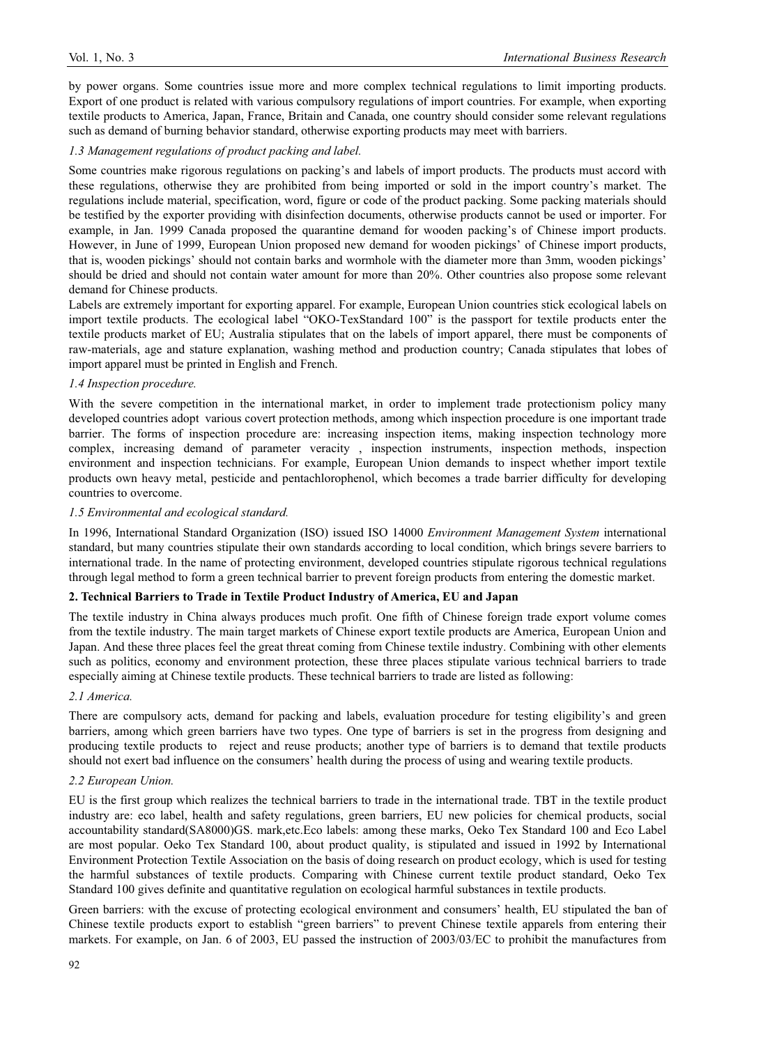by power organs. Some countries issue more and more complex technical regulations to limit importing products. Export of one product is related with various compulsory regulations of import countries. For example, when exporting textile products to America, Japan, France, Britain and Canada, one country should consider some relevant regulations such as demand of burning behavior standard, otherwise exporting products may meet with barriers.

### *1.3 Management regulations of product packing and label.*

Some countries make rigorous regulations on packing's and labels of import products. The products must accord with these regulations, otherwise they are prohibited from being imported or sold in the import country's market. The regulations include material, specification, word, figure or code of the product packing. Some packing materials should be testified by the exporter providing with disinfection documents, otherwise products cannot be used or importer. For example, in Jan. 1999 Canada proposed the quarantine demand for wooden packing's of Chinese import products. However, in June of 1999, European Union proposed new demand for wooden pickings' of Chinese import products, that is, wooden pickings' should not contain barks and wormhole with the diameter more than 3mm, wooden pickings' should be dried and should not contain water amount for more than 20%. Other countries also propose some relevant demand for Chinese products.

Labels are extremely important for exporting apparel. For example, European Union countries stick ecological labels on import textile products. The ecological label "OKO-TexStandard 100" is the passport for textile products enter the textile products market of EU; Australia stipulates that on the labels of import apparel, there must be components of raw-materials, age and stature explanation, washing method and production country; Canada stipulates that lobes of import apparel must be printed in English and French.

### *1.4 Inspection procedure.*

With the severe competition in the international market, in order to implement trade protectionism policy many developed countries adopt various covert protection methods, among which inspection procedure is one important trade barrier. The forms of inspection procedure are: increasing inspection items, making inspection technology more complex, increasing demand of parameter veracity , inspection instruments, inspection methods, inspection environment and inspection technicians. For example, European Union demands to inspect whether import textile products own heavy metal, pesticide and pentachlorophenol, which becomes a trade barrier difficulty for developing countries to overcome.

### *1.5 Environmental and ecological standard.*

In 1996, International Standard Organization (ISO) issued ISO 14000 *Environment Management System* international standard, but many countries stipulate their own standards according to local condition, which brings severe barriers to international trade. In the name of protecting environment, developed countries stipulate rigorous technical regulations through legal method to form a green technical barrier to prevent foreign products from entering the domestic market.

## **2. Technical Barriers to Trade in Textile Product Industry of America, EU and Japan**

The textile industry in China always produces much profit. One fifth of Chinese foreign trade export volume comes from the textile industry. The main target markets of Chinese export textile products are America, European Union and Japan. And these three places feel the great threat coming from Chinese textile industry. Combining with other elements such as politics, economy and environment protection, these three places stipulate various technical barriers to trade especially aiming at Chinese textile products. These technical barriers to trade are listed as following:

### *2.1 America.*

There are compulsory acts, demand for packing and labels, evaluation procedure for testing eligibility's and green barriers, among which green barriers have two types. One type of barriers is set in the progress from designing and producing textile products to reject and reuse products; another type of barriers is to demand that textile products should not exert bad influence on the consumers' health during the process of using and wearing textile products.

### *2.2 European Union.*

EU is the first group which realizes the technical barriers to trade in the international trade. TBT in the textile product industry are: eco label, health and safety regulations, green barriers, EU new policies for chemical products, social accountability standard(SA8000)GS. mark,etc.Eco labels: among these marks, Oeko Tex Standard 100 and Eco Label are most popular. Oeko Tex Standard 100, about product quality, is stipulated and issued in 1992 by International Environment Protection Textile Association on the basis of doing research on product ecology, which is used for testing the harmful substances of textile products. Comparing with Chinese current textile product standard, Oeko Tex Standard 100 gives definite and quantitative regulation on ecological harmful substances in textile products.

Green barriers: with the excuse of protecting ecological environment and consumers' health, EU stipulated the ban of Chinese textile products export to establish "green barriers" to prevent Chinese textile apparels from entering their markets. For example, on Jan. 6 of 2003, EU passed the instruction of 2003/03/EC to prohibit the manufactures from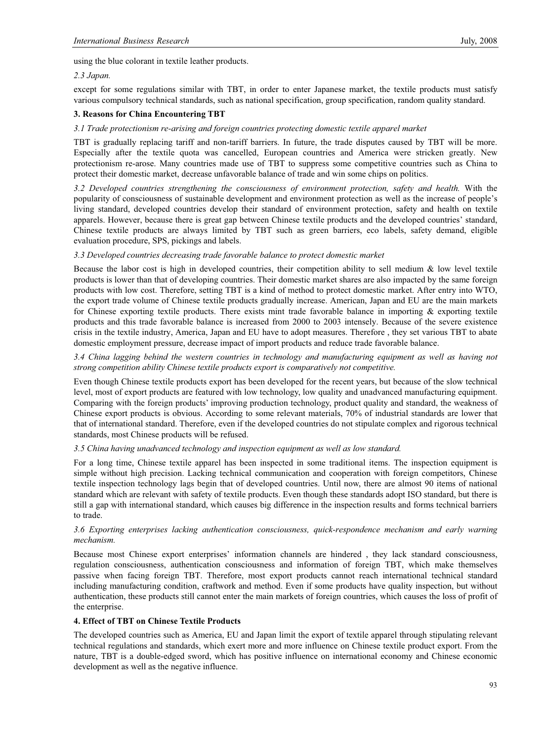using the blue colorant in textile leather products.

*2.3 Japan.*

except for some regulations similar with TBT, in order to enter Japanese market, the textile products must satisfy various compulsory technical standards, such as national specification, group specification, random quality standard.

## 3. Reasons for China Encountering TBT

*3.1 Trade protectionism re-arising and foreign countries protecting domestic textile apparel market*

TBT is gradually replacing tariff and non-tariff barriers. In future, the trade disputes caused by TBT will be more. Especially after the textile quota was cancelled, European countries and America were stricken greatly. New protectionism re-arose. Many countries made use of TBT to suppress some competitive countries such as China to protect their domestic market, decrease unfavorable balance of trade and win some chips on politics.

*3.2 Developed countries strengthening the consciousness of environment protection, safety and health.* With the popularity of consciousness of sustainable development and environment protection as well as the increase of people's living standard, developed countries develop their standard of environment protection, safety and health on textile apparels. However, because there is great gap between Chinese textile products and the developed countries' standard, Chinese textile products are always limited by TBT such as green barriers, eco labels, safety demand, eligible evaluation procedure, SPS, pickings and labels.

*3.3 Developed countries decreasing trade favorable balance to protect domestic market*

Because the labor cost is high in developed countries, their competition ability to sell medium & low level textile products is lower than that of developing countries. Their domestic market shares are also impacted by the same foreign products with low cost. Therefore, setting TBT is a kind of method to protect domestic market. After entry into WTO, the export trade volume of Chinese textile products gradually increase. American, Japan and EU are the main markets for Chinese exporting textile products. There exists mint trade favorable balance in importing & exporting textile products and this trade favorable balance is increased from 2000 to 2003 intensely. Because of the severe existence crisis in the textile industry, America, Japan and EU have to adopt measures. Therefore , they set various TBT to abate domestic employment pressure, decrease impact of import products and reduce trade favorable balance.

*3.4 China lagging behind the western countries in technology and manufacturing equipment as well as having not strong competition ability Chinese textile products export is comparatively not competitive.*

Even though Chinese textile products export has been developed for the recent years, but because of the slow technical level, most of export products are featured with low technology, low quality and unadvanced manufacturing equipment. Comparing with the foreign products' improving production technology, product quality and standard, the weakness of Chinese export products is obvious. According to some relevant materials, 70% of industrial standards are lower that that of international standard. Therefore, even if the developed countries do not stipulate complex and rigorous technical standards, most Chinese products will be refused.

*3.5 China having unadvanced technology and inspection equipment as well as low standard.*

For a long time, Chinese textile apparel has been inspected in some traditional items. The inspection equipment is simple without high precision. Lacking technical communication and cooperation with foreign competitors, Chinese textile inspection technology lags begin that of developed countries. Until now, there are almost 90 items of national standard which are relevant with safety of textile products. Even though these standards adopt ISO standard, but there is still a gap with international standard, which causes big difference in the inspection results and forms technical barriers to trade.

*3.6 Exporting enterprises lacking authentication consciousness, quick-respondence mechanism and early warning mechanism.*

Because most Chinese export enterprises' information channels are hindered , they lack standard consciousness, regulation consciousness, authentication consciousness and information of foreign TBT, which make themselves passive when facing foreign TBT. Therefore, most export products cannot reach international technical standard including manufacturing condition, craftwork and method. Even if some products have quality inspection, but without authentication, these products still cannot enter the main markets of foreign countries, which causes the loss of profit of the enterprise.

## 4. Effect of TBT on Chinese Textile Products

The developed countries such as America, EU and Japan limit the export of textile apparel through stipulating relevant technical regulations and standards, which exert more and more influence on Chinese textile product export. From the nature, TBT is a double-edged sword, which has positive influence on international economy and Chinese economic development as well as the negative influence.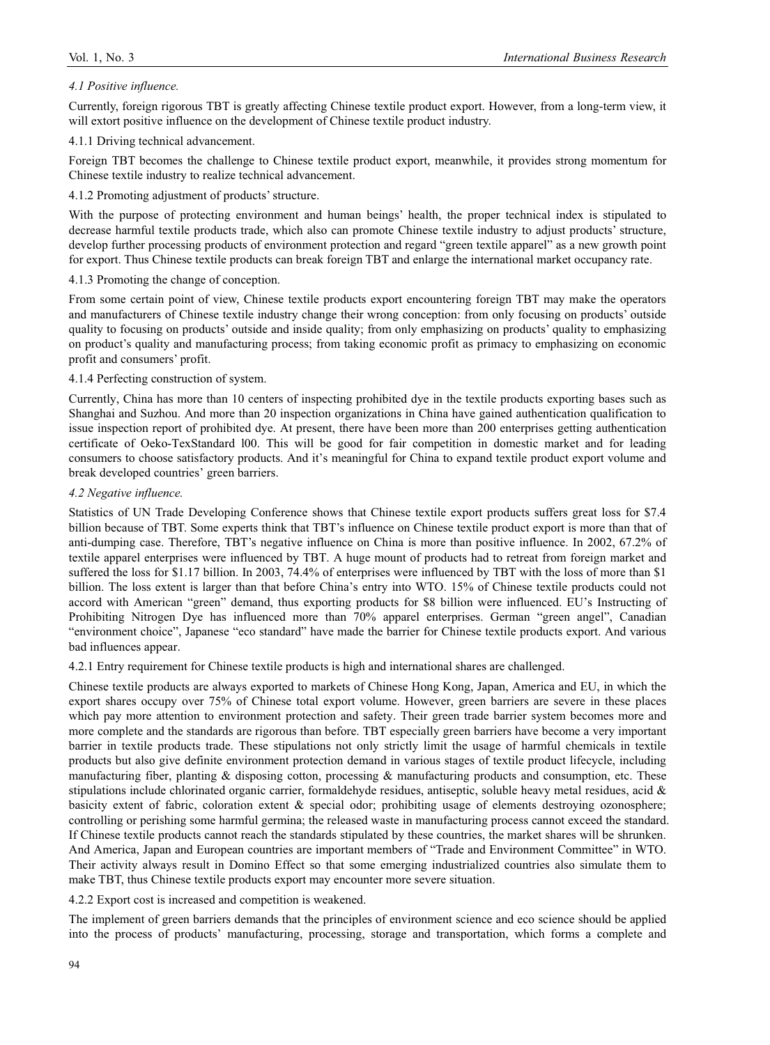### *4.1 Positive influence.*

Currently, foreign rigorous TBT is greatly affecting Chinese textile product export. However, from a long-term view, it will extort positive influence on the development of Chinese textile product industry.

#### 4.1.1 Driving technical advancement.

Foreign TBT becomes the challenge to Chinese textile product export, meanwhile, it provides strong momentum for Chinese textile industry to realize technical advancement.

#### 4.1.2 Promoting adjustment of products' structure.

With the purpose of protecting environment and human beings' health, the proper technical index is stipulated to decrease harmful textile products trade, which also can promote Chinese textile industry to adjust products' structure, develop further processing products of environment protection and regard "green textile apparel" as a new growth point for export. Thus Chinese textile products can break foreign TBT and enlarge the international market occupancy rate.

#### 4.1.3 Promoting the change of conception.

From some certain point of view, Chinese textile products export encountering foreign TBT may make the operators and manufacturers of Chinese textile industry change their wrong conception: from only focusing on products' outside quality to focusing on products' outside and inside quality; from only emphasizing on products' quality to emphasizing on product's quality and manufacturing process; from taking economic profit as primacy to emphasizing on economic profit and consumers' profit.

#### 4.1.4 Perfecting construction of system.

Currently, China has more than 10 centers of inspecting prohibited dye in the textile products exporting bases such as Shanghai and Suzhou. And more than 20 inspection organizations in China have gained authentication qualification to issue inspection report of prohibited dye. At present, there have been more than 200 enterprises getting authentication certificate of Oeko-TexStandard l00. This will be good for fair competition in domestic market and for leading consumers to choose satisfactory products. And it's meaningful for China to expand textile product export volume and break developed countries' green barriers.

### *4.2 Negative influence.*

Statistics of UN Trade Developing Conference shows that Chinese textile export products suffers great loss for $7.4 billion because of TBT. Some experts think that TBT's influence on Chinese textile product export is more than that of anti-dumping case. Therefore, TBT's negative influence on China is more than positive influence. In 2002, 67.2% of textile apparel enterprises were influenced by TBT. A huge mount of products had to retreat from foreign market and suffered the loss for $1.17 billion. In 2003, 74.4% of enterprises were influenced by TBT with the loss of more than $1 billion. The loss extent is larger than that before China's entry into WTO. 15% of Chinese textile products could not accord with American "green" demand, thus exporting products for $8 billion were influenced. EU's Instructing of Prohibiting Nitrogen Dye has influenced more than 70% apparel enterprises. German "green angel", Canadian "environment choice", Japanese "eco standard" have made the barrier for Chinese textile products export. And various bad influences appear.

#### 4.2.1 Entry requirement for Chinese textile products is high and international shares are challenged.

Chinese textile products are always exported to markets of Chinese Hong Kong, Japan, America and EU, in which the export shares occupy over 75% of Chinese total export volume. However, green barriers are severe in these places which pay more attention to environment protection and safety. Their green trade barrier system becomes more and more complete and the standards are rigorous than before. TBT especially green barriers have become a very important barrier in textile products trade. These stipulations not only strictly limit the usage of harmful chemicals in textile products but also give definite environment protection demand in various stages of textile product lifecycle, including manufacturing fiber, planting & disposing cotton, processing & manufacturing products and consumption, etc. These stipulations include chlorinated organic carrier, formaldehyde residues, antiseptic, soluble heavy metal residues, acid & basicity extent of fabric, coloration extent & special odor; prohibiting usage of elements destroying ozonosphere; controlling or perishing some harmful germina; the released waste in manufacturing process cannot exceed the standard. If Chinese textile products cannot reach the standards stipulated by these countries, the market shares will be shrunken. And America, Japan and European countries are important members of "Trade and Environment Committee" in WTO. Their activity always result in Domino Effect so that some emerging industrialized countries also simulate them to make TBT, thus Chinese textile products export may encounter more severe situation.

#### 4.2.2 Export cost is increased and competition is weakened.

The implement of green barriers demands that the principles of environment science and eco science should be applied into the process of products' manufacturing, processing, storage and transportation, which forms a complete and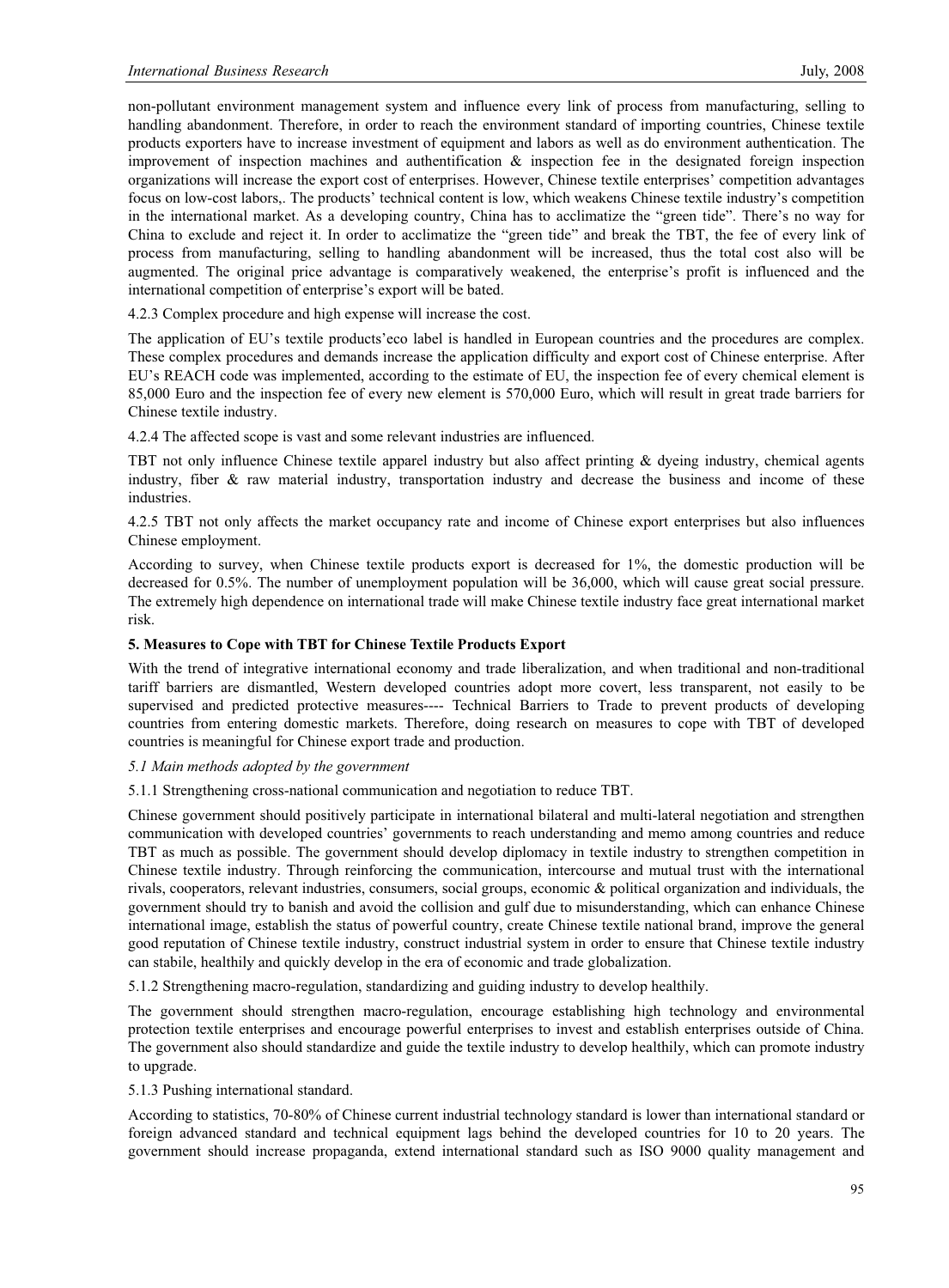non-pollutant environment management system and influence every link of process from manufacturing, selling to handling abandonment. Therefore, in order to reach the environment standard of importing countries, Chinese textile products exporters have to increase investment of equipment and labors as well as do environment authentication. The improvement of inspection machines and authentification & inspection fee in the designated foreign inspection organizations will increase the export cost of enterprises. However, Chinese textile enterprises' competition advantages focus on low-cost labors,. The products' technical content is low, which weakens Chinese textile industry's competition in the international market. As a developing country, China has to acclimatize the "green tide". There's no way for China to exclude and reject it. In order to acclimatize the "green tide" and break the TBT, the fee of every link of process from manufacturing, selling to handling abandonment will be increased, thus the total cost also will be augmented. The original price advantage is comparatively weakened, the enterprise's profit is influenced and the international competition of enterprise's export will be bated.

4.2.3 Complex procedure and high expense will increase the cost.

The application of EU's textile products'eco label is handled in European countries and the procedures are complex. These complex procedures and demands increase the application difficulty and export cost of Chinese enterprise. After EU's REACH code was implemented, according to the estimate of EU, the inspection fee of every chemical element is 85,000 Euro and the inspection fee of every new element is 570,000 Euro, which will result in great trade barriers for Chinese textile industry.

4.2.4 The affected scope is vast and some relevant industries are influenced.

TBT not only influence Chinese textile apparel industry but also affect printing & dyeing industry, chemical agents industry, fiber & raw material industry, transportation industry and decrease the business and income of these industries.

4.2.5 TBT not only affects the market occupancy rate and income of Chinese export enterprises but also influences Chinese employment.

According to survey, when Chinese textile products export is decreased for 1%, the domestic production will be decreased for 0.5%. The number of unemployment population will be 36,000, which will cause great social pressure. The extremely high dependence on international trade will make Chinese textile industry face great international market risk.

**5. Measures to Cope with TBT for Chinese Textile Products Export**

With the trend of integrative international economy and trade liberalization, and when traditional and non-traditional tariff barriers are dismantled, Western developed countries adopt more covert, less transparent, not easily to be supervised and predicted protective measures---- Technical Barriers to Trade to prevent products of developing countries from entering domestic markets. Therefore, doing research on measures to cope with TBT of developed countries is meaningful for Chinese export trade and production.

*5.1 Main methods adopted by the government*

5.1.1 Strengthening cross-national communication and negotiation to reduce TBT.

Chinese government should positively participate in international bilateral and multi-lateral negotiation and strengthen communication with developed countries' governments to reach understanding and memo among countries and reduce TBT as much as possible. The government should develop diplomacy in textile industry to strengthen competition in Chinese textile industry. Through reinforcing the communication, intercourse and mutual trust with the international rivals, cooperators, relevant industries, consumers, social groups, economic & political organization and individuals, the government should try to banish and avoid the collision and gulf due to misunderstanding, which can enhance Chinese international image, establish the status of powerful country, create Chinese textile national brand, improve the general good reputation of Chinese textile industry, construct industrial system in order to ensure that Chinese textile industry can stabile, healthily and quickly develop in the era of economic and trade globalization.

5.1.2 Strengthening macro-regulation, standardizing and guiding industry to develop healthily.

The government should strengthen macro-regulation, encourage establishing high technology and environmental protection textile enterprises and encourage powerful enterprises to invest and establish enterprises outside of China. The government also should standardize and guide the textile industry to develop healthily, which can promote industry to upgrade.

5.1.3 Pushing international standard.

According to statistics, 70-80% of Chinese current industrial technology standard is lower than international standard or foreign advanced standard and technical equipment lags behind the developed countries for 10 to 20 years. The government should increase propaganda, extend international standard such as ISO 9000 quality management and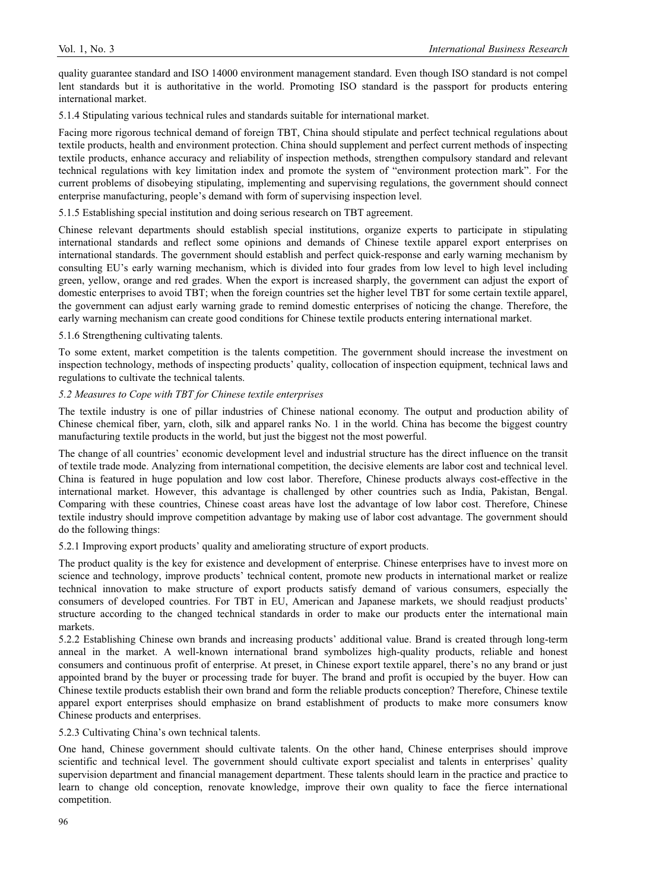quality guarantee standard and ISO 14000 environment management standard. Even though ISO standard is not compel lent standards but it is authoritative in the world. Promoting ISO standard is the passport for products entering international market.

5.1.4 Stipulating various technical rules and standards suitable for international market.

Facing more rigorous technical demand of foreign TBT, China should stipulate and perfect technical regulations about textile products, health and environment protection. China should supplement and perfect current methods of inspecting textile products, enhance accuracy and reliability of inspection methods, strengthen compulsory standard and relevant technical regulations with key limitation index and promote the system of "environment protection mark". For the current problems of disobeying stipulating, implementing and supervising regulations, the government should connect enterprise manufacturing, people's demand with form of supervising inspection level.

5.1.5 Establishing special institution and doing serious research on TBT agreement.

Chinese relevant departments should establish special institutions, organize experts to participate in stipulating international standards and reflect some opinions and demands of Chinese textile apparel export enterprises on international standards. The government should establish and perfect quick-response and early warning mechanism by consulting EU's early warning mechanism, which is divided into four grades from low level to high level including green, yellow, orange and red grades. When the export is increased sharply, the government can adjust the export of domestic enterprises to avoid TBT; when the foreign countries set the higher level TBT for some certain textile apparel, the government can adjust early warning grade to remind domestic enterprises of noticing the change. Therefore, the early warning mechanism can create good conditions for Chinese textile products entering international market.

5.1.6 Strengthening cultivating talents.

To some extent, market competition is the talents competition. The government should increase the investment on inspection technology, methods of inspecting products' quality, collocation of inspection equipment, technical laws and regulations to cultivate the technical talents.

*5.2 Measures to Cope with TBT for Chinese textile enterprises*

The textile industry is one of pillar industries of Chinese national economy. The output and production ability of Chinese chemical fiber, yarn, cloth, silk and apparel ranks No. 1 in the world. China has become the biggest country manufacturing textile products in the world, but just the biggest not the most powerful.

The change of all countries' economic development level and industrial structure has the direct influence on the transit of textile trade mode. Analyzing from international competition, the decisive elements are labor cost and technical level. China is featured in huge population and low cost labor. Therefore, Chinese products always cost-effective in the international market. However, this advantage is challenged by other countries such as India, Pakistan, Bengal. Comparing with these countries, Chinese coast areas have lost the advantage of low labor cost. Therefore, Chinese textile industry should improve competition advantage by making use of labor cost advantage. The government should do the following things:

5.2.1 Improving export products' quality and ameliorating structure of export products.

The product quality is the key for existence and development of enterprise. Chinese enterprises have to invest more on science and technology, improve products' technical content, promote new products in international market or realize technical innovation to make structure of export products satisfy demand of various consumers, especially the consumers of developed countries. For TBT in EU, American and Japanese markets, we should readjust products' structure according to the changed technical standards in order to make our products enter the international main markets.

5.2.2 Establishing Chinese own brands and increasing products' additional value. Brand is created through long-term anneal in the market. A well-known international brand symbolizes high-quality products, reliable and honest consumers and continuous profit of enterprise. At preset, in Chinese export textile apparel, there's no any brand or just appointed brand by the buyer or processing trade for buyer. The brand and profit is occupied by the buyer. How can Chinese textile products establish their own brand and form the reliable products conception? Therefore, Chinese textile apparel export enterprises should emphasize on brand establishment of products to make more consumers know Chinese products and enterprises.

5.2.3 Cultivating China's own technical talents.

One hand, Chinese government should cultivate talents. On the other hand, Chinese enterprises should improve scientific and technical level. The government should cultivate export specialist and talents in enterprises' quality supervision department and financial management department. These talents should learn in the practice and practice to learn to change old conception, renovate knowledge, improve their own quality to face the fierce international competition.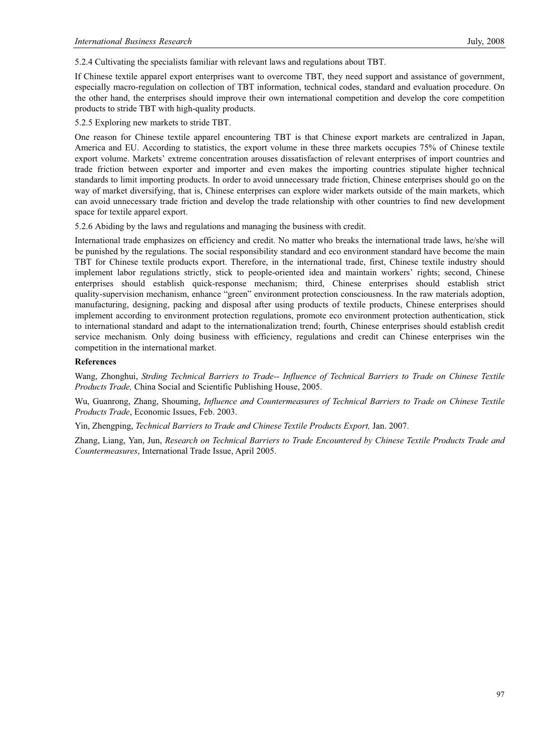5.2.4 Cultivating the specialists familiar with relevant laws and regulations about TBT.

If Chinese textile apparel export enterprises want to overcome TBT, they need support and assistance of government, especially macro-regulation on collection of TBT information, technical codes, standard and evaluation procedure. On the other hand, the enterprises should improve their own international competition and develop the core competition products to stride TBT with high-quality products.

5.2.5 Exploring new markets to stride TBT.

One reason for Chinese textile apparel encountering TBT is that Chinese export markets are centralized in Japan, America and EU. According to statistics, the export volume in these three markets occupies 75% of Chinese textile export volume. Markets' extreme concentration arouses dissatisfaction of relevant enterprises of import countries and trade friction between exporter and importer and even makes the importing countries stipulate higher technical standards to limit importing products. In order to avoid unnecessary trade friction, Chinese enterprises should go on the way of market diversifying, that is, Chinese enterprises can explore wider markets outside of the main markets, which can avoid unnecessary trade friction and develop the trade relationship with other countries to find new development space for textile apparel export.

5.2.6 Abiding by the laws and regulations and managing the business with credit.

International trade emphasizes on efficiency and credit. No matter who breaks the international trade laws, he/she will be punished by the regulations. The social responsibility standard and eco environment standard have become the main TBT for Chinese textile products export. Therefore, in the international trade, first, Chinese textile industry should implement labor regulations strictly, stick to people-oriented idea and maintain workers' rights; second, Chinese enterprises should establish quick-response mechanism; third, Chinese enterprises should establish strict quality-supervision mechanism, enhance "green" environment protection consciousness. In the raw materials adoption, manufacturing, designing, packing and disposal after using products of textile products, Chinese enterprises should implement according to environment protection regulations, promote eco environment protection authentication, stick to international standard and adapt to the internationalization trend; fourth, Chinese enterprises should establish credit service mechanism. Only doing business with efficiency, regulations and credit can Chinese enterprises win the competition in the international market.

**References**

Wang, Zhonghui, *Strding Technical Barriers to Trade-- Influence of Technical Barriers to Trade on Chinese Textile Products Trade,* China Social and Scientific Publishing House, 2005.

Wu, Guanrong, Zhang, Shouming, *Influence and Countermeasures of Technical Barriers to Trade on Chinese Textile Products Trade*, Economic Issues, Feb. 2003.

Yin, Zhengping, *Technical Barriers to Trade and Chinese Textile Products Export,* Jan. 2007.

Zhang, Liang, Yan, Jun, *Research on Technical Barriers to Trade Encountered by Chinese Textile Products Trade and Countermeasures*, International Trade Issue, April 2005.